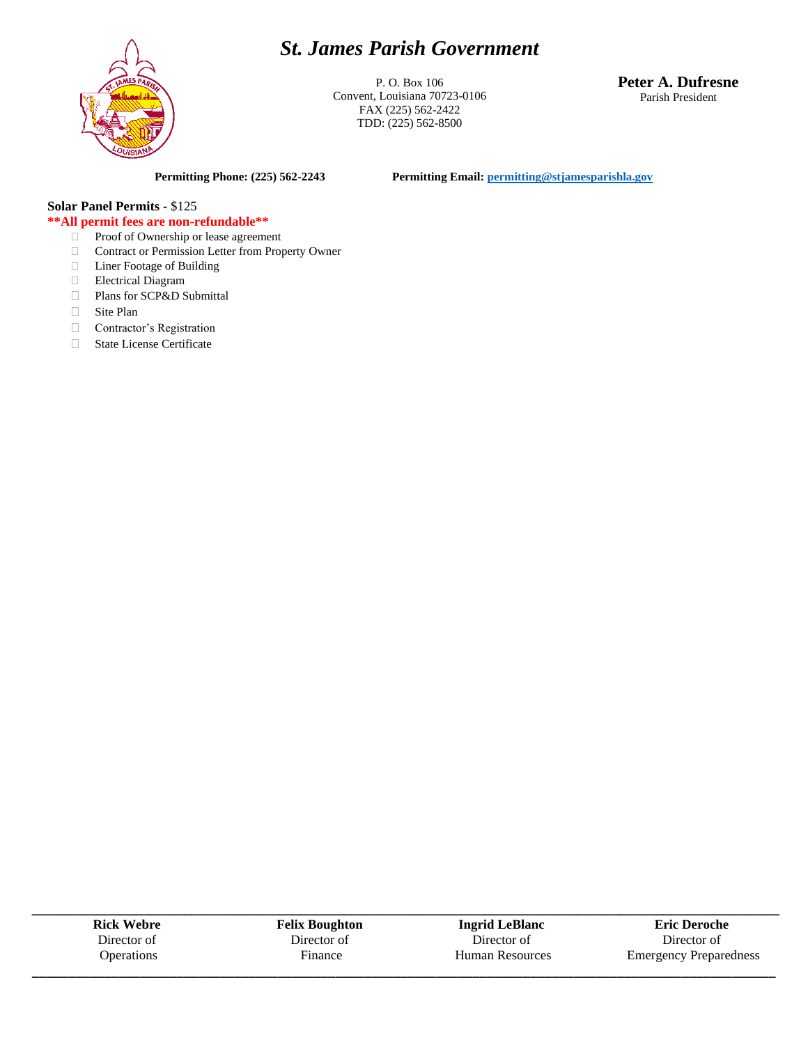# *St. James Parish Government*

P. O. Box 106
Convent, Louisiana 70723-0106
FAX (225) 562-2422
TDD: (225) 562-8500

**Peter A. Dufresne**
Parish President

**Permitting Phone: (225) 562-2243** **Permitting Email: permitting@stjamesparishla.gov**

**Solar Panel Permits** - $125

****All permit fees are non-refundable****

- ☐ Proof of Ownership or lease agreement
- ☐ Contract or Permission Letter from Property Owner
- ☐ Liner Footage of Building
- ☐ Electrical Diagram
- ☐ Plans for SCP&D Submittal
- ☐ Site Plan
- ☐ Contractor's Registration
- ☐ State License Certificate

---

| **Rick Webre** | **Felix Boughton** | **Ingrid LeBlanc** | **Eric Deroche** |
|---|---|---|---|
| Director of Operations | Director of Finance | Director of Human Resources | Director of Emergency Preparedness |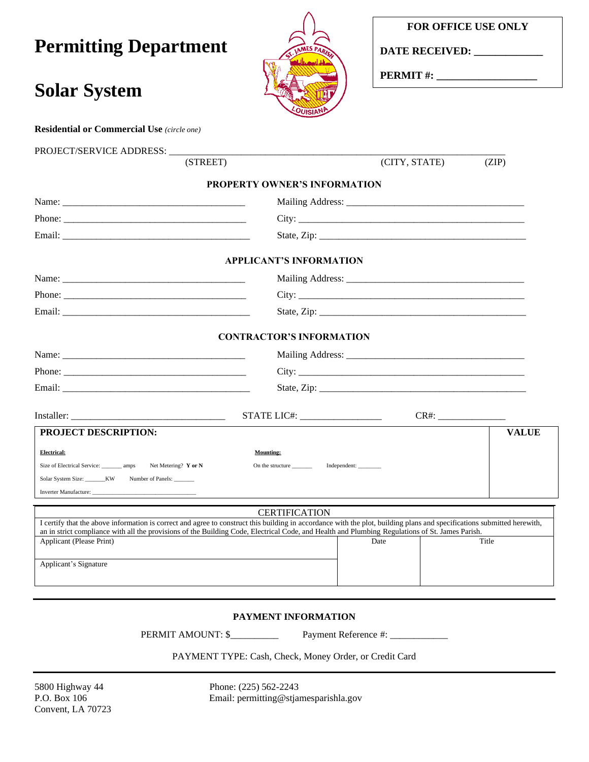# Permitting Department

# Solar System

| FOR OFFICE USE ONLY |
|---|
| DATE RECEIVED: ____________ |
| PERMIT #: __________________ |

**Residential or Commercial Use** *(circle one)*

PROJECT/SERVICE ADDRESS: ______________________________________________________________________

(STREET) (CITY, STATE) (ZIP)

**PROPERTY OWNER'S INFORMATION**

Name: ____________________________________ Mailing Address: ___________________________________

Phone: ____________________________________ City: ______________________________________________

Email: _____________________________________ State, Zip: _________________________________________

**APPLICANT'S INFORMATION**

Name: ____________________________________ Mailing Address: ___________________________________

Phone: ____________________________________ City: ______________________________________________

Email: _____________________________________ State, Zip: _________________________________________

**CONTRACTOR'S INFORMATION**

Name: ____________________________________ Mailing Address: ___________________________________

Phone: ____________________________________ City: ______________________________________________

Email: _____________________________________ State, Zip: _________________________________________

Installer: ______________________________ STATE LIC#: ________________ CR#: ______________

| PROJECT DESCRIPTION: | VALUE |
|---|---|
| **Electrical:** Size of Electrical Service: _______ amps Net Metering? **Y or N**; Solar System Size: _______KW Number of Panels: _______; Inverter Manufacture: ________________________________ **Mounting:** On the structure _______ Independent: _______ | |

| CERTIFICATION | | |
|---|---|---|
| I certify that the above information is correct and agree to construct this building in accordance with the plot, building plans and specifications submitted herewith, an in strict compliance with all the provisions of the Building Code, Electrical Code, and Health and Plumbing Regulations of St. James Parish. | | |
| Applicant (Please Print) | Date | Title |
| Applicant's Signature | | |

**PAYMENT INFORMATION**

PERMIT AMOUNT: $__________ Payment Reference #: ____________

PAYMENT TYPE: Cash, Check, Money Order, or Credit Card

5800 Highway 44
P.O. Box 106
Convent, LA 70723

Phone: (225) 562-2243
Email: permitting@stjamesparishla.gov